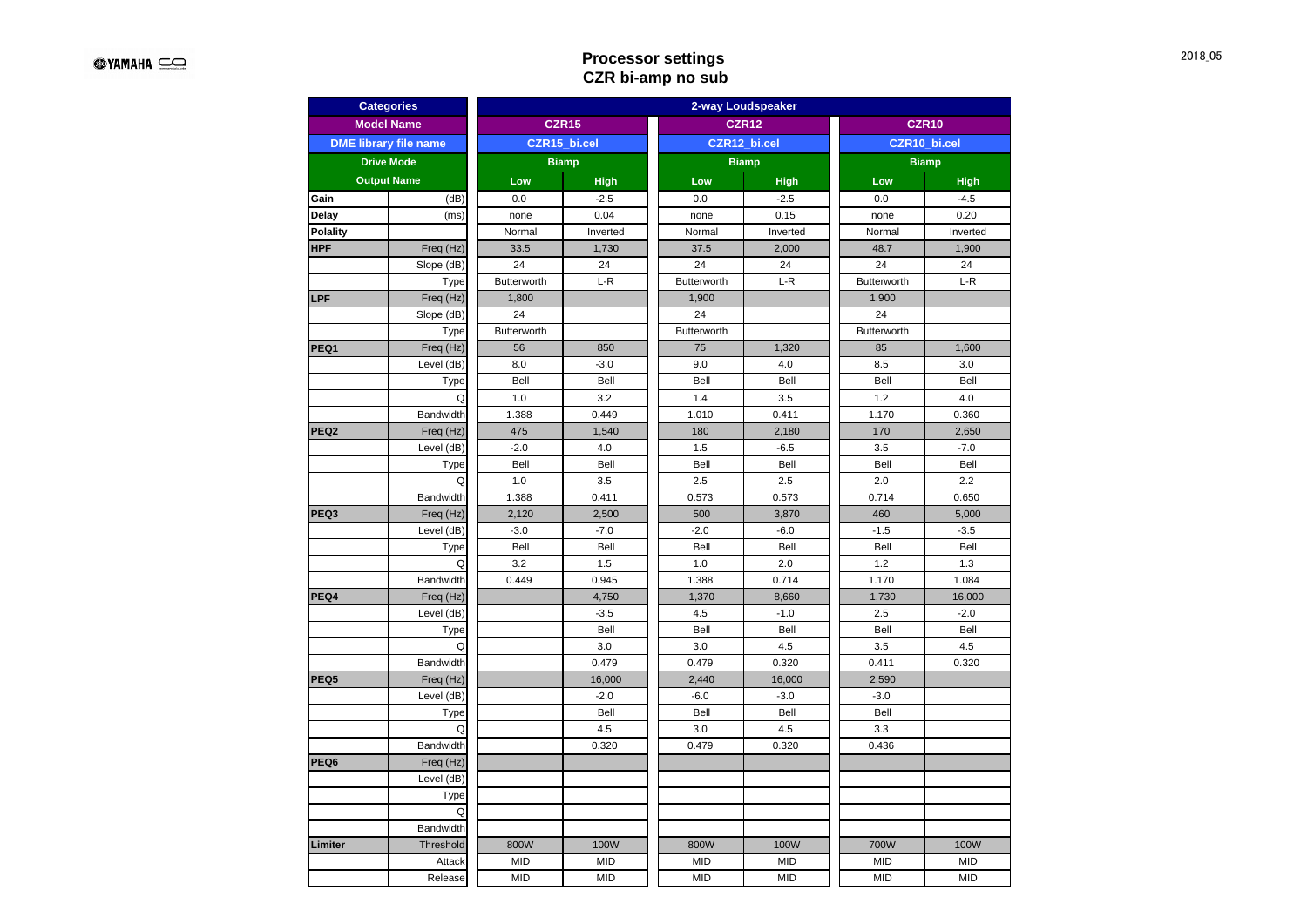# Processor settings
## CZR bi-amp no sub

2018_05

| Categories | | 2-way Loudspeaker | | | | | |
|---|---|---|---|---|---|---|---|
| Model Name | | CZR15 | | CZR12 | | CZR10 | |
| DME library file name | | CZR15_bi.cel | | CZR12_bi.cel | | CZR10_bi.cel | |
| Drive Mode | | Biamp | | Biamp | | Biamp | |
| Output Name | | Low | High | Low | High | Low | High |
| Gain | (dB) | 0.0 | -2.5 | 0.0 | -2.5 | 0.0 | -4.5 |
| Delay | (ms) | none | 0.04 | none | 0.15 | none | 0.20 |
| Polality | | Normal | Inverted | Normal | Inverted | Normal | Inverted |
| HPF | Freq (Hz) | 33.5 | 1,730 | 37.5 | 2,000 | 48.7 | 1,900 |
| | Slope (dB) | 24 | 24 | 24 | 24 | 24 | 24 |
| | Type | Butterworth | L-R | Butterworth | L-R | Butterworth | L-R |
| LPF | Freq (Hz) | 1,800 | | 1,900 | | 1,900 | |
| | Slope (dB) | 24 | | 24 | | 24 | |
| | Type | Butterworth | | Butterworth | | Butterworth | |
| PEQ1 | Freq (Hz) | 56 | 850 | 75 | 1,320 | 85 | 1,600 |
| | Level (dB) | 8.0 | -3.0 | 9.0 | 4.0 | 8.5 | 3.0 |
| | Type | Bell | Bell | Bell | Bell | Bell | Bell |
| | Q | 1.0 | 3.2 | 1.4 | 3.5 | 1.2 | 4.0 |
| | Bandwidth | 1.388 | 0.449 | 1.010 | 0.411 | 1.170 | 0.360 |
| PEQ2 | Freq (Hz) | 475 | 1,540 | 180 | 2,180 | 170 | 2,650 |
| | Level (dB) | -2.0 | 4.0 | 1.5 | -6.5 | 3.5 | -7.0 |
| | Type | Bell | Bell | Bell | Bell | Bell | Bell |
| | Q | 1.0 | 3.5 | 2.5 | 2.5 | 2.0 | 2.2 |
| | Bandwidth | 1.388 | 0.411 | 0.573 | 0.573 | 0.714 | 0.650 |
| PEQ3 | Freq (Hz) | 2,120 | 2,500 | 500 | 3,870 | 460 | 5,000 |
| | Level (dB) | -3.0 | -7.0 | -2.0 | -6.0 | -1.5 | -3.5 |
| | Type | Bell | Bell | Bell | Bell | Bell | Bell |
| | Q | 3.2 | 1.5 | 1.0 | 2.0 | 1.2 | 1.3 |
| | Bandwidth | 0.449 | 0.945 | 1.388 | 0.714 | 1.170 | 1.084 |
| PEQ4 | Freq (Hz) | | 4,750 | 1,370 | 8,660 | 1,730 | 16,000 |
| | Level (dB) | | -3.5 | 4.5 | -1.0 | 2.5 | -2.0 |
| | Type | | Bell | Bell | Bell | Bell | Bell |
| | Q | | 3.0 | 3.0 | 4.5 | 3.5 | 4.5 |
| | Bandwidth | | 0.479 | 0.479 | 0.320 | 0.411 | 0.320 |
| PEQ5 | Freq (Hz) | | 16,000 | 2,440 | 16,000 | 2,590 | |
| | Level (dB) | | -2.0 | -6.0 | -3.0 | -3.0 | |
| | Type | | Bell | Bell | Bell | Bell | |
| | Q | | 4.5 | 3.0 | 4.5 | 3.3 | |
| | Bandwidth | | 0.320 | 0.479 | 0.320 | 0.436 | |
| PEQ6 | Freq (Hz) | | | | | | |
| | Level (dB) | | | | | | |
| | Type | | | | | | |
| | Q | | | | | | |
| | Bandwidth | | | | | | |
| Limiter | Threshold | 800W | 100W | 800W | 100W | 700W | 100W |
| | Attack | MID | MID | MID | MID | MID | MID |
| | Release | MID | MID | MID | MID | MID | MID |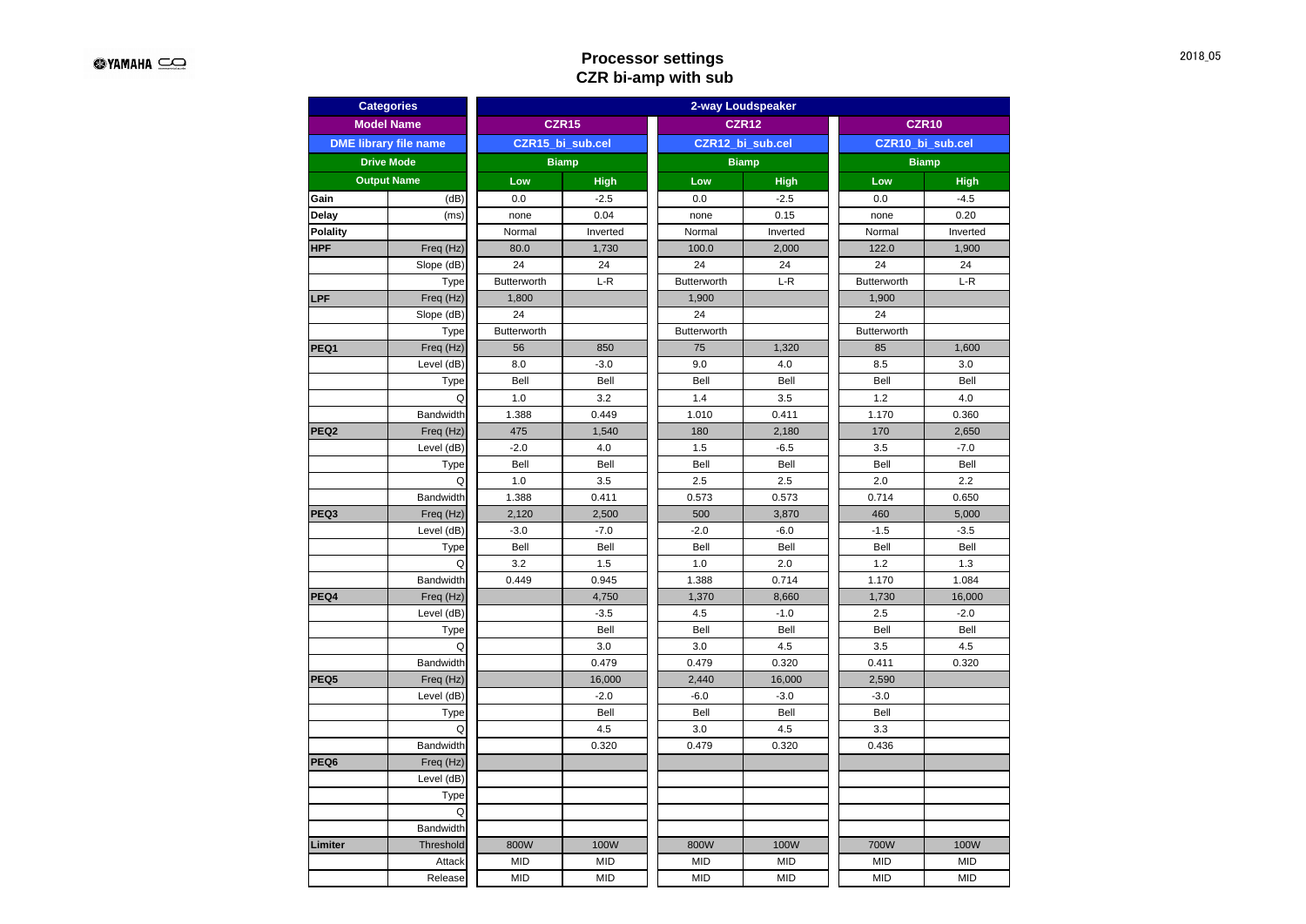# Processor settings
## CZR bi-amp with sub

2018_05

| Categories | | 2-way Loudspeaker | | | | | |
|---|---|---|---|---|---|---|---|
| Model Name | | CZR15 | | CZR12 | | CZR10 | |
| DME library file name | | CZR15_bi_sub.cel | | CZR12_bi_sub.cel | | CZR10_bi_sub.cel | |
| Drive Mode | | Biamp | | Biamp | | Biamp | |
| Output Name | | Low | High | Low | High | Low | High |
| Gain | (dB) | 0.0 | -2.5 | 0.0 | -2.5 | 0.0 | -4.5 |
| Delay | (ms) | none | 0.04 | none | 0.15 | none | 0.20 |
| Polality | | Normal | Inverted | Normal | Inverted | Normal | Inverted |
| HPF | Freq (Hz) | 80.0 | 1,730 | 100.0 | 2,000 | 122.0 | 1,900 |
| | Slope (dB) | 24 | 24 | 24 | 24 | 24 | 24 |
| | Type | Butterworth | L-R | Butterworth | L-R | Butterworth | L-R |
| LPF | Freq (Hz) | 1,800 | | 1,900 | | 1,900 | |
| | Slope (dB) | 24 | | 24 | | 24 | |
| | Type | Butterworth | | Butterworth | | Butterworth | |
| PEQ1 | Freq (Hz) | 56 | 850 | 75 | 1,320 | 85 | 1,600 |
| | Level (dB) | 8.0 | -3.0 | 9.0 | 4.0 | 8.5 | 3.0 |
| | Type | Bell | Bell | Bell | Bell | Bell | Bell |
| | Q | 1.0 | 3.2 | 1.4 | 3.5 | 1.2 | 4.0 |
| | Bandwidth | 1.388 | 0.449 | 1.010 | 0.411 | 1.170 | 0.360 |
| PEQ2 | Freq (Hz) | 475 | 1,540 | 180 | 2,180 | 170 | 2,650 |
| | Level (dB) | -2.0 | 4.0 | 1.5 | -6.5 | 3.5 | -7.0 |
| | Type | Bell | Bell | Bell | Bell | Bell | Bell |
| | Q | 1.0 | 3.5 | 2.5 | 2.5 | 2.0 | 2.2 |
| | Bandwidth | 1.388 | 0.411 | 0.573 | 0.573 | 0.714 | 0.650 |
| PEQ3 | Freq (Hz) | 2,120 | 2,500 | 500 | 3,870 | 460 | 5,000 |
| | Level (dB) | -3.0 | -7.0 | -2.0 | -6.0 | -1.5 | -3.5 |
| | Type | Bell | Bell | Bell | Bell | Bell | Bell |
| | Q | 3.2 | 1.5 | 1.0 | 2.0 | 1.2 | 1.3 |
| | Bandwidth | 0.449 | 0.945 | 1.388 | 0.714 | 1.170 | 1.084 |
| PEQ4 | Freq (Hz) | | 4,750 | 1,370 | 8,660 | 1,730 | 16,000 |
| | Level (dB) | | -3.5 | 4.5 | -1.0 | 2.5 | -2.0 |
| | Type | | Bell | Bell | Bell | Bell | Bell |
| | Q | | 3.0 | 3.0 | 4.5 | 3.5 | 4.5 |
| | Bandwidth | | 0.479 | 0.479 | 0.320 | 0.411 | 0.320 |
| PEQ5 | Freq (Hz) | | 16,000 | 2,440 | 16,000 | 2,590 | |
| | Level (dB) | | -2.0 | -6.0 | -3.0 | -3.0 | |
| | Type | | Bell | Bell | Bell | Bell | |
| | Q | | 4.5 | 3.0 | 4.5 | 3.3 | |
| | Bandwidth | | 0.320 | 0.479 | 0.320 | 0.436 | |
| PEQ6 | Freq (Hz) | | | | | | |
| | Level (dB) | | | | | | |
| | Type | | | | | | |
| | Q | | | | | | |
| | Bandwidth | | | | | | |
| Limiter | Threshold | 800W | 100W | 800W | 100W | 700W | 100W |
| | Attack | MID | MID | MID | MID | MID | MID |
| | Release | MID | MID | MID | MID | MID | MID |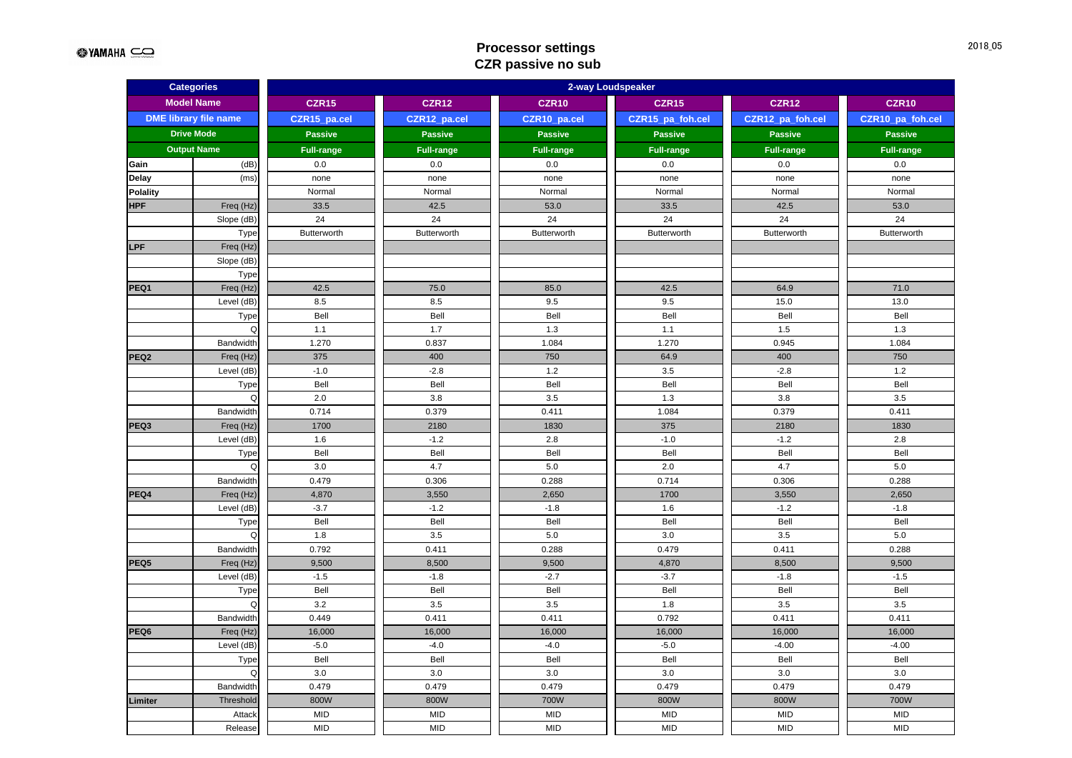# Processor settings
## CZR passive no sub

| Categories | | 2-way Loudspeaker | | | | | |
|---|---|---|---|---|---|---|---|
| Model Name | | CZR15 | CZR12 | CZR10 | CZR15 | CZR12 | CZR10 |
| DME library file name | | CZR15_pa.cel | CZR12_pa.cel | CZR10_pa.cel | CZR15_pa_foh.cel | CZR12_pa_foh.cel | CZR10_pa_foh.cel |
| Drive Mode | | Passive | Passive | Passive | Passive | Passive | Passive |
| Output Name | | Full-range | Full-range | Full-range | Full-range | Full-range | Full-range |
| Gain | (dB) | 0.0 | 0.0 | 0.0 | 0.0 | 0.0 | 0.0 |
| Delay | (ms) | none | none | none | none | none | none |
| Polality | | Normal | Normal | Normal | Normal | Normal | Normal |
| HPF | Freq (Hz) | 33.5 | 42.5 | 53.0 | 33.5 | 42.5 | 53.0 |
| | Slope (dB) | 24 | 24 | 24 | 24 | 24 | 24 |
| | Type | Butterworth | Butterworth | Butterworth | Butterworth | Butterworth | Butterworth |
| LPF | Freq (Hz) | | | | | | |
| | Slope (dB) | | | | | | |
| | Type | | | | | | |
| PEQ1 | Freq (Hz) | 42.5 | 75.0 | 85.0 | 42.5 | 64.9 | 71.0 |
| | Level (dB) | 8.5 | 8.5 | 9.5 | 9.5 | 15.0 | 13.0 |
| | Type | Bell | Bell | Bell | Bell | Bell | Bell |
| | Q | 1.1 | 1.7 | 1.3 | 1.1 | 1.5 | 1.3 |
| | Bandwidth | 1.270 | 0.837 | 1.084 | 1.270 | 0.945 | 1.084 |
| PEQ2 | Freq (Hz) | 375 | 400 | 750 | 64.9 | 400 | 750 |
| | Level (dB) | -1.0 | -2.8 | 1.2 | 3.5 | -2.8 | 1.2 |
| | Type | Bell | Bell | Bell | Bell | Bell | Bell |
| | Q | 2.0 | 3.8 | 3.5 | 1.3 | 3.8 | 3.5 |
| | Bandwidth | 0.714 | 0.379 | 0.411 | 1.084 | 0.379 | 0.411 |
| PEQ3 | Freq (Hz) | 1700 | 2180 | 1830 | 375 | 2180 | 1830 |
| | Level (dB) | 1.6 | -1.2 | 2.8 | -1.0 | -1.2 | 2.8 |
| | Type | Bell | Bell | Bell | Bell | Bell | Bell |
| | Q | 3.0 | 4.7 | 5.0 | 2.0 | 4.7 | 5.0 |
| | Bandwidth | 0.479 | 0.306 | 0.288 | 0.714 | 0.306 | 0.288 |
| PEQ4 | Freq (Hz) | 4,870 | 3,550 | 2,650 | 1700 | 3,550 | 2,650 |
| | Level (dB) | -3.7 | -1.2 | -1.8 | 1.6 | -1.2 | -1.8 |
| | Type | Bell | Bell | Bell | Bell | Bell | Bell |
| | Q | 1.8 | 3.5 | 5.0 | 3.0 | 3.5 | 5.0 |
| | Bandwidth | 0.792 | 0.411 | 0.288 | 0.479 | 0.411 | 0.288 |
| PEQ5 | Freq (Hz) | 9,500 | 8,500 | 9,500 | 4,870 | 8,500 | 9,500 |
| | Level (dB) | -1.5 | -1.8 | -2.7 | -3.7 | -1.8 | -1.5 |
| | Type | Bell | Bell | Bell | Bell | Bell | Bell |
| | Q | 3.2 | 3.5 | 3.5 | 1.8 | 3.5 | 3.5 |
| | Bandwidth | 0.449 | 0.411 | 0.411 | 0.792 | 0.411 | 0.411 |
| PEQ6 | Freq (Hz) | 16,000 | 16,000 | 16,000 | 16,000 | 16,000 | 16,000 |
| | Level (dB) | -5.0 | -4.0 | -4.0 | -5.0 | -4.00 | -4.00 |
| | Type | Bell | Bell | Bell | Bell | Bell | Bell |
| | Q | 3.0 | 3.0 | 3.0 | 3.0 | 3.0 | 3.0 |
| | Bandwidth | 0.479 | 0.479 | 0.479 | 0.479 | 0.479 | 0.479 |
| Limiter | Threshold | 800W | 800W | 700W | 800W | 800W | 700W |
| | Attack | MID | MID | MID | MID | MID | MID |
| | Release | MID | MID | MID | MID | MID | MID |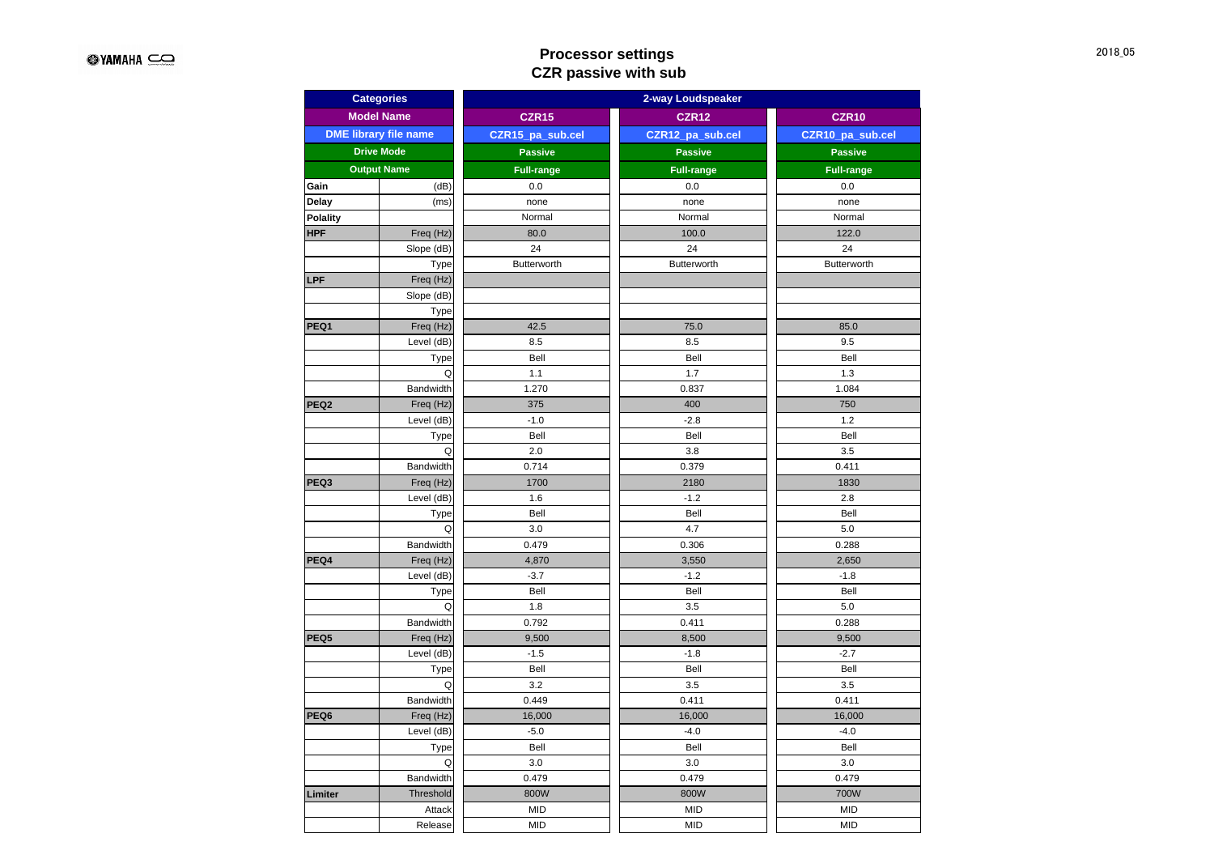# Processor settings
## CZR passive with sub

2018_05

| Categories | | 2-way Loudspeaker | | |
|---|---|---|---|---|
| Model Name | | CZR15 | CZR12 | CZR10 |
| DME library file name | | CZR15_pa_sub.cel | CZR12_pa_sub.cel | CZR10_pa_sub.cel |
| Drive Mode | | Passive | Passive | Passive |
| Output Name | | Full-range | Full-range | Full-range |
| Gain | (dB) | 0.0 | 0.0 | 0.0 |
| Delay | (ms) | none | none | none |
| Polality | | Normal | Normal | Normal |
| HPF | Freq (Hz) | 80.0 | 100.0 | 122.0 |
| | Slope (dB) | 24 | 24 | 24 |
| | Type | Butterworth | Butterworth | Butterworth |
| LPF | Freq (Hz) | | | |
| | Slope (dB) | | | |
| | Type | | | |
| PEQ1 | Freq (Hz) | 42.5 | 75.0 | 85.0 |
| | Level (dB) | 8.5 | 8.5 | 9.5 |
| | Type | Bell | Bell | Bell |
| | Q | 1.1 | 1.7 | 1.3 |
| | Bandwidth | 1.270 | 0.837 | 1.084 |
| PEQ2 | Freq (Hz) | 375 | 400 | 750 |
| | Level (dB) | -1.0 | -2.8 | 1.2 |
| | Type | Bell | Bell | Bell |
| | Q | 2.0 | 3.8 | 3.5 |
| | Bandwidth | 0.714 | 0.379 | 0.411 |
| PEQ3 | Freq (Hz) | 1700 | 2180 | 1830 |
| | Level (dB) | 1.6 | -1.2 | 2.8 |
| | Type | Bell | Bell | Bell |
| | Q | 3.0 | 4.7 | 5.0 |
| | Bandwidth | 0.479 | 0.306 | 0.288 |
| PEQ4 | Freq (Hz) | 4,870 | 3,550 | 2,650 |
| | Level (dB) | -3.7 | -1.2 | -1.8 |
| | Type | Bell | Bell | Bell |
| | Q | 1.8 | 3.5 | 5.0 |
| | Bandwidth | 0.792 | 0.411 | 0.288 |
| PEQ5 | Freq (Hz) | 9,500 | 8,500 | 9,500 |
| | Level (dB) | -1.5 | -1.8 | -2.7 |
| | Type | Bell | Bell | Bell |
| | Q | 3.2 | 3.5 | 3.5 |
| | Bandwidth | 0.449 | 0.411 | 0.411 |
| PEQ6 | Freq (Hz) | 16,000 | 16,000 | 16,000 |
| | Level (dB) | -5.0 | -4.0 | -4.0 |
| | Type | Bell | Bell | Bell |
| | Q | 3.0 | 3.0 | 3.0 |
| | Bandwidth | 0.479 | 0.479 | 0.479 |
| Limiter | Threshold | 800W | 800W | 700W |
| | Attack | MID | MID | MID |
| | Release | MID | MID | MID |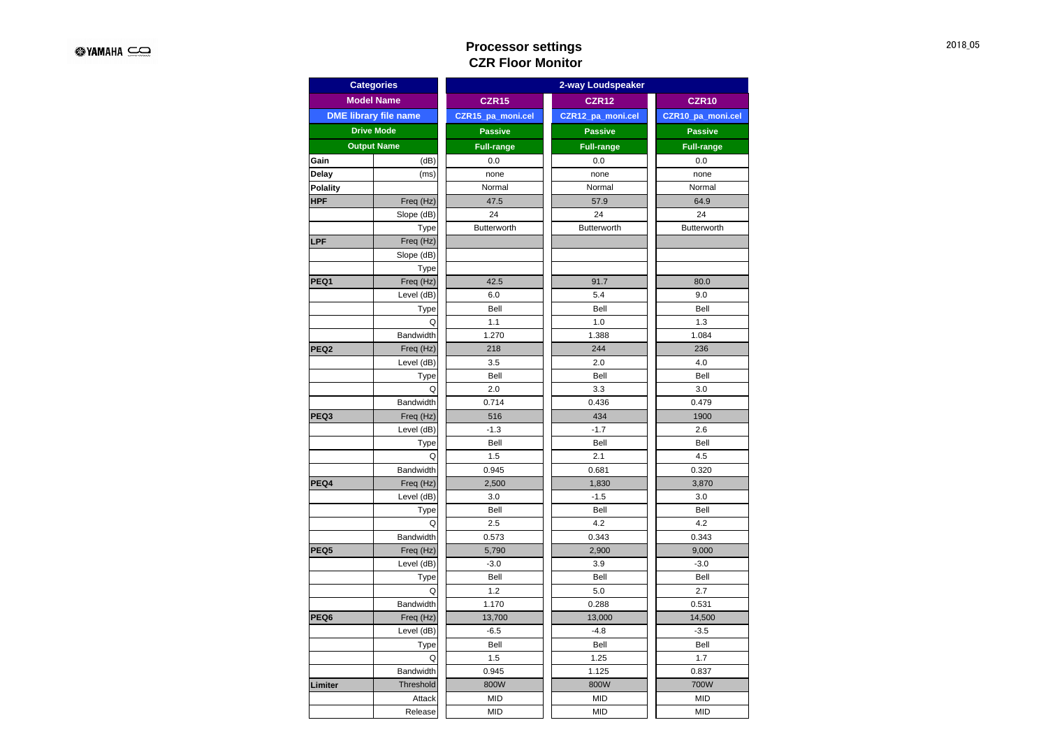# Processor settings
## CZR Floor Monitor

| Categories | | 2-way Loudspeaker | | |
|---|---|---|---|---|
| Model Name | | CZR15 | CZR12 | CZR10 |
| DME library file name | | CZR15_pa_moni.cel | CZR12_pa_moni.cel | CZR10_pa_moni.cel |
| Drive Mode | | Passive | Passive | Passive |
| Output Name | | Full-range | Full-range | Full-range |
| Gain | (dB) | 0.0 | 0.0 | 0.0 |
| Delay | (ms) | none | none | none |
| Polality | | Normal | Normal | Normal |
| HPF | Freq (Hz) | 47.5 | 57.9 | 64.9 |
| | Slope (dB) | 24 | 24 | 24 |
| | Type | Butterworth | Butterworth | Butterworth |
| LPF | Freq (Hz) | | | |
| | Slope (dB) | | | |
| | Type | | | |
| PEQ1 | Freq (Hz) | 42.5 | 91.7 | 80.0 |
| | Level (dB) | 6.0 | 5.4 | 9.0 |
| | Type | Bell | Bell | Bell |
| | Q | 1.1 | 1.0 | 1.3 |
| | Bandwidth | 1.270 | 1.388 | 1.084 |
| PEQ2 | Freq (Hz) | 218 | 244 | 236 |
| | Level (dB) | 3.5 | 2.0 | 4.0 |
| | Type | Bell | Bell | Bell |
| | Q | 2.0 | 3.3 | 3.0 |
| | Bandwidth | 0.714 | 0.436 | 0.479 |
| PEQ3 | Freq (Hz) | 516 | 434 | 1900 |
| | Level (dB) | -1.3 | -1.7 | 2.6 |
| | Type | Bell | Bell | Bell |
| | Q | 1.5 | 2.1 | 4.5 |
| | Bandwidth | 0.945 | 0.681 | 0.320 |
| PEQ4 | Freq (Hz) | 2,500 | 1,830 | 3,870 |
| | Level (dB) | 3.0 | -1.5 | 3.0 |
| | Type | Bell | Bell | Bell |
| | Q | 2.5 | 4.2 | 4.2 |
| | Bandwidth | 0.573 | 0.343 | 0.343 |
| PEQ5 | Freq (Hz) | 5,790 | 2,900 | 9,000 |
| | Level (dB) | -3.0 | 3.9 | -3.0 |
| | Type | Bell | Bell | Bell |
| | Q | 1.2 | 5.0 | 2.7 |
| | Bandwidth | 1.170 | 0.288 | 0.531 |
| PEQ6 | Freq (Hz) | 13,700 | 13,000 | 14,500 |
| | Level (dB) | -6.5 | -4.8 | -3.5 |
| | Type | Bell | Bell | Bell |
| | Q | 1.5 | 1.25 | 1.7 |
| | Bandwidth | 0.945 | 1.125 | 0.837 |
| Limiter | Threshold | 800W | 800W | 700W |
| | Attack | MID | MID | MID |
| | Release | MID | MID | MID |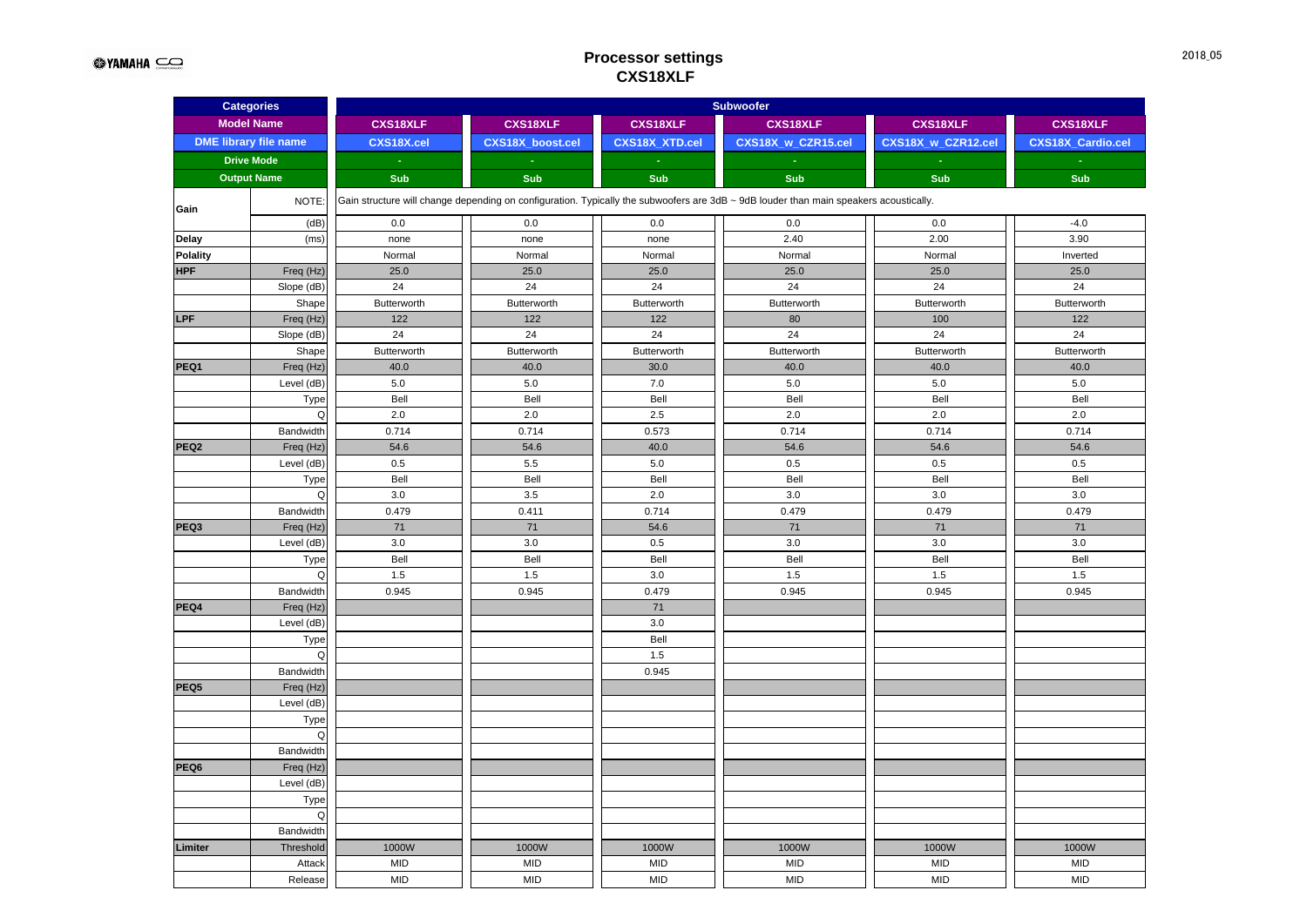# Processor settings
## CXS18XLF

| Categories | | Subwoofer | | | | | |
|---|---|---|---|---|---|---|---|
| Model Name | | CXS18XLF | CXS18XLF | CXS18XLF | CXS18XLF | CXS18XLF | CXS18XLF |
| DME library file name | | CXS18X.cel | CXS18X_boost.cel | CXS18X_XTD.cel | CXS18X_w_CZR15.cel | CXS18X_w_CZR12.cel | CXS18X_Cardio.cel |
| Drive Mode | | - | - | - | - | - | - |
| Output Name | | Sub | Sub | Sub | Sub | Sub | Sub |
| Gain | NOTE: | Gain structure will change depending on configuration. Typically the subwoofers are 3dB ~ 9dB louder than main speakers acoustically. | | | | | |
| | (dB) | 0.0 | 0.0 | 0.0 | 0.0 | 0.0 | -4.0 |
| Delay | (ms) | none | none | none | 2.40 | 2.00 | 3.90 |
| Polality | | Normal | Normal | Normal | Normal | Normal | Inverted |
| HPF | Freq (Hz) | 25.0 | 25.0 | 25.0 | 25.0 | 25.0 | 25.0 |
| | Slope (dB) | 24 | 24 | 24 | 24 | 24 | 24 |
| | Shape | Butterworth | Butterworth | Butterworth | Butterworth | Butterworth | Butterworth |
| LPF | Freq (Hz) | 122 | 122 | 122 | 80 | 100 | 122 |
| | Slope (dB) | 24 | 24 | 24 | 24 | 24 | 24 |
| | Shape | Butterworth | Butterworth | Butterworth | Butterworth | Butterworth | Butterworth |
| PEQ1 | Freq (Hz) | 40.0 | 40.0 | 30.0 | 40.0 | 40.0 | 40.0 |
| | Level (dB) | 5.0 | 5.0 | 7.0 | 5.0 | 5.0 | 5.0 |
| | Type | Bell | Bell | Bell | Bell | Bell | Bell |
| | Q | 2.0 | 2.0 | 2.5 | 2.0 | 2.0 | 2.0 |
| | Bandwidth | 0.714 | 0.714 | 0.573 | 0.714 | 0.714 | 0.714 |
| PEQ2 | Freq (Hz) | 54.6 | 54.6 | 40.0 | 54.6 | 54.6 | 54.6 |
| | Level (dB) | 0.5 | 5.5 | 5.0 | 0.5 | 0.5 | 0.5 |
| | Type | Bell | Bell | Bell | Bell | Bell | Bell |
| | Q | 3.0 | 3.5 | 2.0 | 3.0 | 3.0 | 3.0 |
| | Bandwidth | 0.479 | 0.411 | 0.714 | 0.479 | 0.479 | 0.479 |
| PEQ3 | Freq (Hz) | 71 | 71 | 54.6 | 71 | 71 | 71 |
| | Level (dB) | 3.0 | 3.0 | 0.5 | 3.0 | 3.0 | 3.0 |
| | Type | Bell | Bell | Bell | Bell | Bell | Bell |
| | Q | 1.5 | 1.5 | 3.0 | 1.5 | 1.5 | 1.5 |
| | Bandwidth | 0.945 | 0.945 | 0.479 | 0.945 | 0.945 | 0.945 |
| PEQ4 | Freq (Hz) | | | 71 | | | |
| | Level (dB) | | | 3.0 | | | |
| | Type | | | Bell | | | |
| | Q | | | 1.5 | | | |
| | Bandwidth | | | 0.945 | | | |
| PEQ5 | Freq (Hz) | | | | | | |
| | Level (dB) | | | | | | |
| | Type | | | | | | |
| | Q | | | | | | |
| | Bandwidth | | | | | | |
| PEQ6 | Freq (Hz) | | | | | | |
| | Level (dB) | | | | | | |
| | Type | | | | | | |
| | Q | | | | | | |
| | Bandwidth | | | | | | |
| Limiter | Threshold | 1000W | 1000W | 1000W | 1000W | 1000W | 1000W |
| | Attack | MID | MID | MID | MID | MID | MID |
| | Release | MID | MID | MID | MID | MID | MID |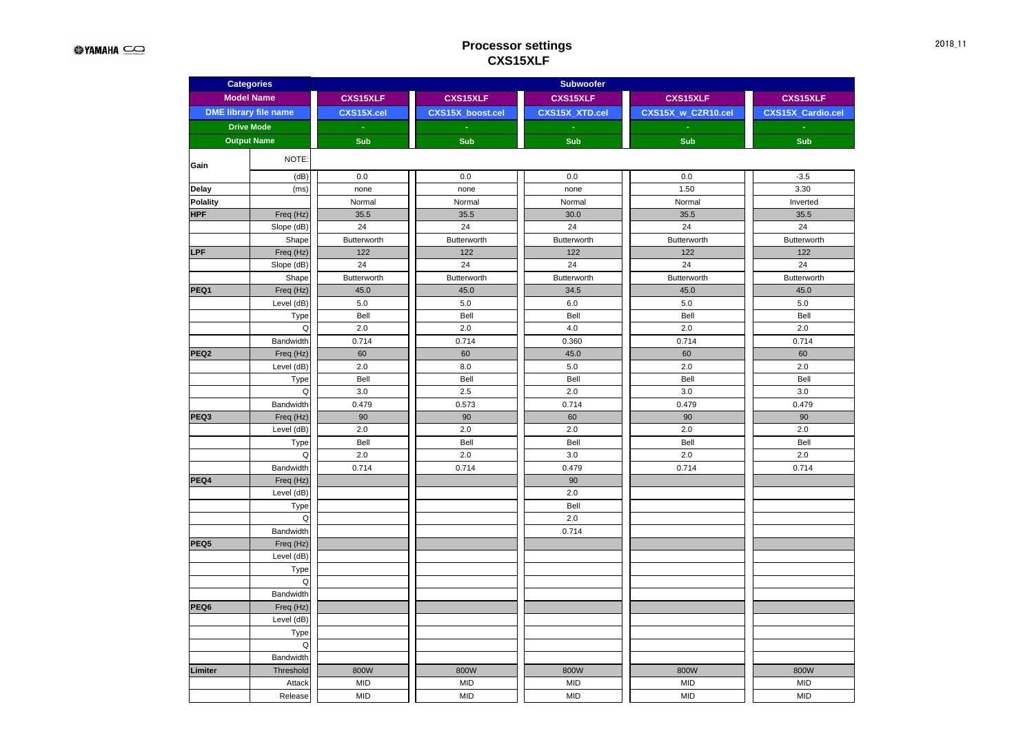# Processor settings
# CXS15XLF

| Categories | | Subwoofer | | | | |
|---|---|---|---|---|---|---|
| Model Name | | CXS15XLF | CXS15XLF | CXS15XLF | CXS15XLF | CXS15XLF |
| DME library file name | | CXS15X.cel | CXS15X_boost.cel | CXS15X_XTD.cel | CXS15X_w_CZR10.cel | CXS15X_Cardio.cel |
| Drive Mode | | - | - | - | - | - |
| Output Name | | Sub | Sub | Sub | Sub | Sub |
| Gain | NOTE: | | | | | |
| | (dB) | 0.0 | 0.0 | 0.0 | 0.0 | -3.5 |
| Delay | (ms) | none | none | none | 1.50 | 3.30 |
| Polality | | Normal | Normal | Normal | Normal | Inverted |
| HPF | Freq (Hz) | 35.5 | 35.5 | 30.0 | 35.5 | 35.5 |
| | Slope (dB) | 24 | 24 | 24 | 24 | 24 |
| | Shape | Butterworth | Butterworth | Butterworth | Butterworth | Butterworth |
| LPF | Freq (Hz) | 122 | 122 | 122 | 122 | 122 |
| | Slope (dB) | 24 | 24 | 24 | 24 | 24 |
| | Shape | Butterworth | Butterworth | Butterworth | Butterworth | Butterworth |
| PEQ1 | Freq (Hz) | 45.0 | 45.0 | 34.5 | 45.0 | 45.0 |
| | Level (dB) | 5.0 | 5.0 | 6.0 | 5.0 | 5.0 |
| | Type | Bell | Bell | Bell | Bell | Bell |
| | Q | 2.0 | 2.0 | 4.0 | 2.0 | 2.0 |
| | Bandwidth | 0.714 | 0.714 | 0.360 | 0.714 | 0.714 |
| PEQ2 | Freq (Hz) | 60 | 60 | 45.0 | 60 | 60 |
| | Level (dB) | 2.0 | 8.0 | 5.0 | 2.0 | 2.0 |
| | Type | Bell | Bell | Bell | Bell | Bell |
| | Q | 3.0 | 2.5 | 2.0 | 3.0 | 3.0 |
| | Bandwidth | 0.479 | 0.573 | 0.714 | 0.479 | 0.479 |
| PEQ3 | Freq (Hz) | 90 | 90 | 60 | 90 | 90 |
| | Level (dB) | 2.0 | 2.0 | 2.0 | 2.0 | 2.0 |
| | Type | Bell | Bell | Bell | Bell | Bell |
| | Q | 2.0 | 2.0 | 3.0 | 2.0 | 2.0 |
| | Bandwidth | 0.714 | 0.714 | 0.479 | 0.714 | 0.714 |
| PEQ4 | Freq (Hz) | | | 90 | | |
| | Level (dB) | | | 2.0 | | |
| | Type | | | Bell | | |
| | Q | | | 2.0 | | |
| | Bandwidth | | | 0.714 | | |
| PEQ5 | Freq (Hz) | | | | | |
| | Level (dB) | | | | | |
| | Type | | | | | |
| | Q | | | | | |
| | Bandwidth | | | | | |
| PEQ6 | Freq (Hz) | | | | | |
| | Level (dB) | | | | | |
| | Type | | | | | |
| | Q | | | | | |
| | Bandwidth | | | | | |
| Limiter | Threshold | 800W | 800W | 800W | 800W | 800W |
| | Attack | MID | MID | MID | MID | MID |
| | Release | MID | MID | MID | MID | MID |